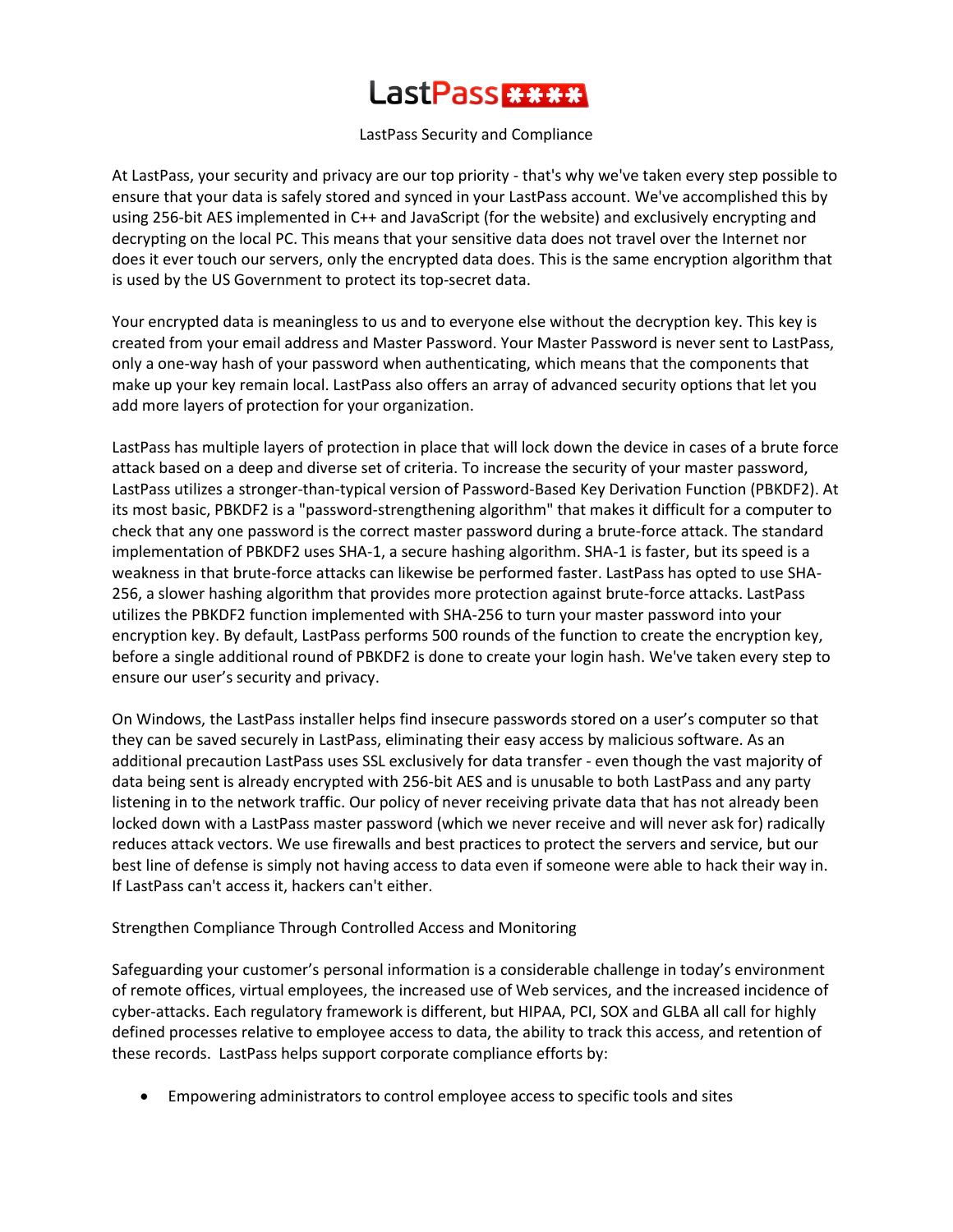# LastPass\*\*\*\*

LastPass Security and Compliance

At LastPass, your security and privacy are our top priority - that's why we've taken every step possible to ensure that your data is safely stored and synced in your LastPass account. We've accomplished this by using 256-bit AES implemented in C++ and JavaScript (for the website) and exclusively encrypting and decrypting on the local PC. This means that your sensitive data does not travel over the Internet nor does it ever touch our servers, only the encrypted data does. This is the same encryption algorithm that is used by the US Government to protect its top-secret data.

Your encrypted data is meaningless to us and to everyone else without the decryption key. This key is created from your email address and Master Password. Your Master Password is never sent to LastPass, only a one-way hash of your password when authenticating, which means that the components that make up your key remain local. LastPass also offers an array of advanced security options that let you add more layers of protection for your organization.

LastPass has multiple layers of protection in place that will lock down the device in cases of a brute force attack based on a deep and diverse set of criteria. To increase the security of your master password, LastPass utilizes a stronger-than-typical version of Password-Based Key Derivation Function (PBKDF2). At its most basic, PBKDF2 is a "password-strengthening algorithm" that makes it difficult for a computer to check that any one password is the correct master password during a brute-force attack. The standard implementation of PBKDF2 uses SHA-1, a secure hashing algorithm. SHA-1 is faster, but its speed is a weakness in that brute-force attacks can likewise be performed faster. LastPass has opted to use SHA-256, a slower hashing algorithm that provides more protection against brute-force attacks. LastPass utilizes the PBKDF2 function implemented with SHA-256 to turn your master password into your encryption key. By default, LastPass performs 500 rounds of the function to create the encryption key, before a single additional round of PBKDF2 is done to create your login hash. We've taken every step to ensure our user's security and privacy.

On Windows, the LastPass installer helps find insecure passwords stored on a user's computer so that they can be saved securely in LastPass, eliminating their easy access by malicious software. As an additional precaution LastPass uses SSL exclusively for data transfer - even though the vast majority of data being sent is already encrypted with 256-bit AES and is unusable to both LastPass and any party listening in to the network traffic. Our policy of never receiving private data that has not already been locked down with a LastPass master password (which we never receive and will never ask for) radically reduces attack vectors. We use firewalls and best practices to protect the servers and service, but our best line of defense is simply not having access to data even if someone were able to hack their way in. If LastPass can't access it, hackers can't either.

## Strengthen Compliance Through Controlled Access and Monitoring

Safeguarding your customer's personal information is a considerable challenge in today's environment of remote offices, virtual employees, the increased use of Web services, and the increased incidence of cyber-attacks. Each regulatory framework is different, but HIPAA, PCI, SOX and GLBA all call for highly defined processes relative to employee access to data, the ability to track this access, and retention of these records. LastPass helps support corporate compliance efforts by:

- Empowering administrators to control employee access to specific tools and sites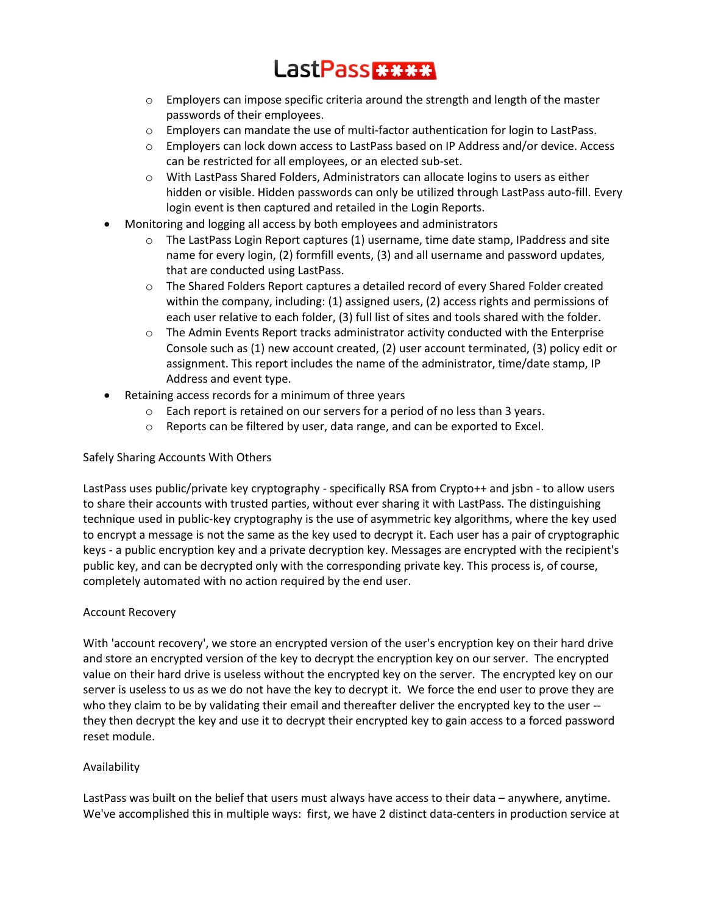- Employers can impose specific criteria around the strength and length of the master passwords of their employees.
  - Employers can mandate the use of multi-factor authentication for login to LastPass.
  - Employers can lock down access to LastPass based on IP Address and/or device. Access can be restricted for all employees, or an elected sub-set.
  - With LastPass Shared Folders, Administrators can allocate logins to users as either hidden or visible. Hidden passwords can only be utilized through LastPass auto-fill. Every login event is then captured and retailed in the Login Reports.
- Monitoring and logging all access by both employees and administrators
  - The LastPass Login Report captures (1) username, time date stamp, IPaddress and site name for every login, (2) formfill events, (3) and all username and password updates, that are conducted using LastPass.
  - The Shared Folders Report captures a detailed record of every Shared Folder created within the company, including: (1) assigned users, (2) access rights and permissions of each user relative to each folder, (3) full list of sites and tools shared with the folder.
  - The Admin Events Report tracks administrator activity conducted with the Enterprise Console such as (1) new account created, (2) user account terminated, (3) policy edit or assignment. This report includes the name of the administrator, time/date stamp, IP Address and event type.
- Retaining access records for a minimum of three years
  - Each report is retained on our servers for a period of no less than 3 years.
  - Reports can be filtered by user, data range, and can be exported to Excel.

Safely Sharing Accounts With Others

LastPass uses public/private key cryptography - specifically RSA from Crypto++ and jsbn - to allow users to share their accounts with trusted parties, without ever sharing it with LastPass. The distinguishing technique used in public-key cryptography is the use of asymmetric key algorithms, where the key used to encrypt a message is not the same as the key used to decrypt it. Each user has a pair of cryptographic keys - a public encryption key and a private decryption key. Messages are encrypted with the recipient's public key, and can be decrypted only with the corresponding private key. This process is, of course, completely automated with no action required by the end user.

Account Recovery

With 'account recovery', we store an encrypted version of the user's encryption key on their hard drive and store an encrypted version of the key to decrypt the encryption key on our server. The encrypted value on their hard drive is useless without the encrypted key on the server. The encrypted key on our server is useless to us as we do not have the key to decrypt it. We force the end user to prove they are who they claim to be by validating their email and thereafter deliver the encrypted key to the user -- they then decrypt the key and use it to decrypt their encrypted key to gain access to a forced password reset module.

Availability

LastPass was built on the belief that users must always have access to their data – anywhere, anytime. We've accomplished this in multiple ways: first, we have 2 distinct data-centers in production service at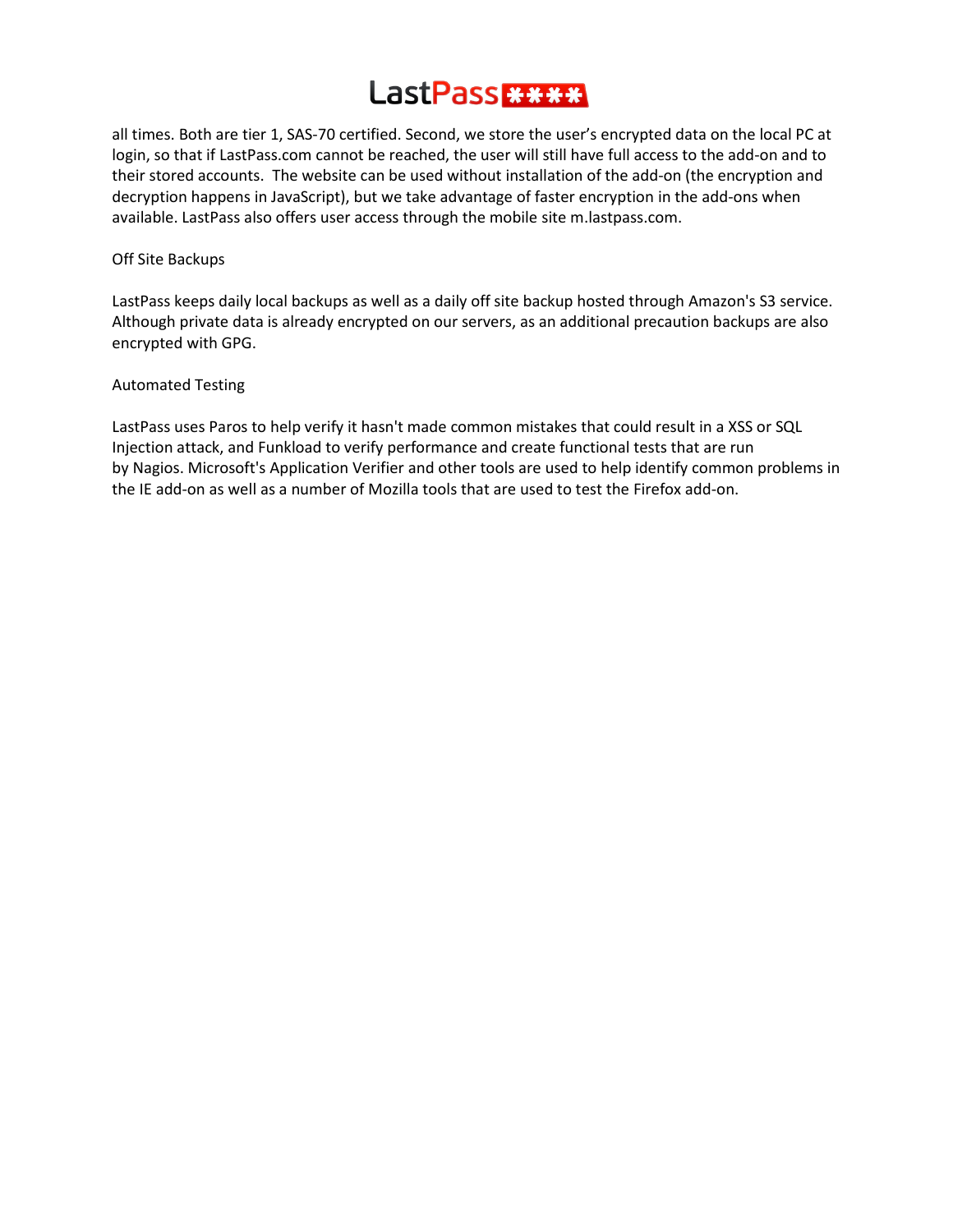all times. Both are tier 1, SAS-70 certified. Second, we store the user's encrypted data on the local PC at login, so that if LastPass.com cannot be reached, the user will still have full access to the add-on and to their stored accounts. The website can be used without installation of the add-on (the encryption and decryption happens in JavaScript), but we take advantage of faster encryption in the add-ons when available. LastPass also offers user access through the mobile site m.lastpass.com.

## Off Site Backups

LastPass keeps daily local backups as well as a daily off site backup hosted through Amazon's S3 service. Although private data is already encrypted on our servers, as an additional precaution backups are also encrypted with GPG.

## Automated Testing

LastPass uses Paros to help verify it hasn't made common mistakes that could result in a XSS or SQL Injection attack, and Funkload to verify performance and create functional tests that are run by Nagios. Microsoft's Application Verifier and other tools are used to help identify common problems in the IE add-on as well as a number of Mozilla tools that are used to test the Firefox add-on.